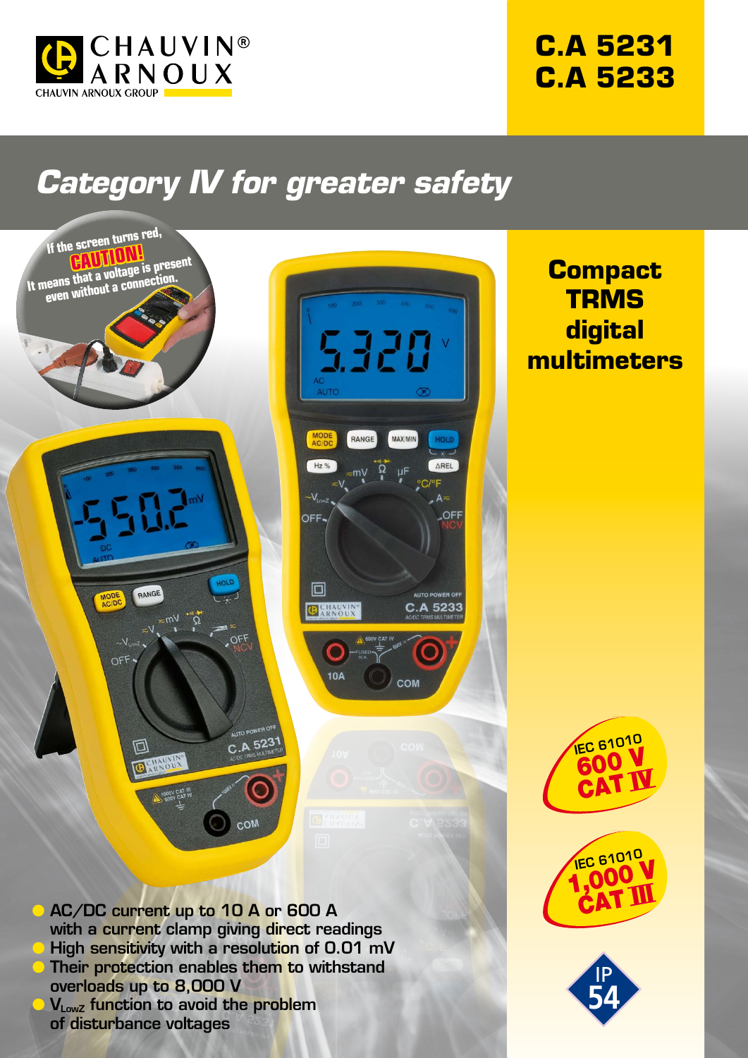CHAUVIN® ARNOUX

CHAUVIN ARNOUX GROUP

# C.A 5231
# C.A 5233

## Category IV for greater safety

If the screen turns red, **CAUTION!** It means that a voltage is present even without a connection.

## Compact TRMS digital multimeters

- AC/DC current up to 10 A or 600 A with a current clamp giving direct readings
- High sensitivity with a resolution of 0.01 mV
- Their protection enables them to withstand overloads up to 8,000 V
- $V_{LowZ}$ function to avoid the problem of disturbance voltages

IEC 61010 600 V CAT IV

IEC 61010 1,000 V CAT III

IP 54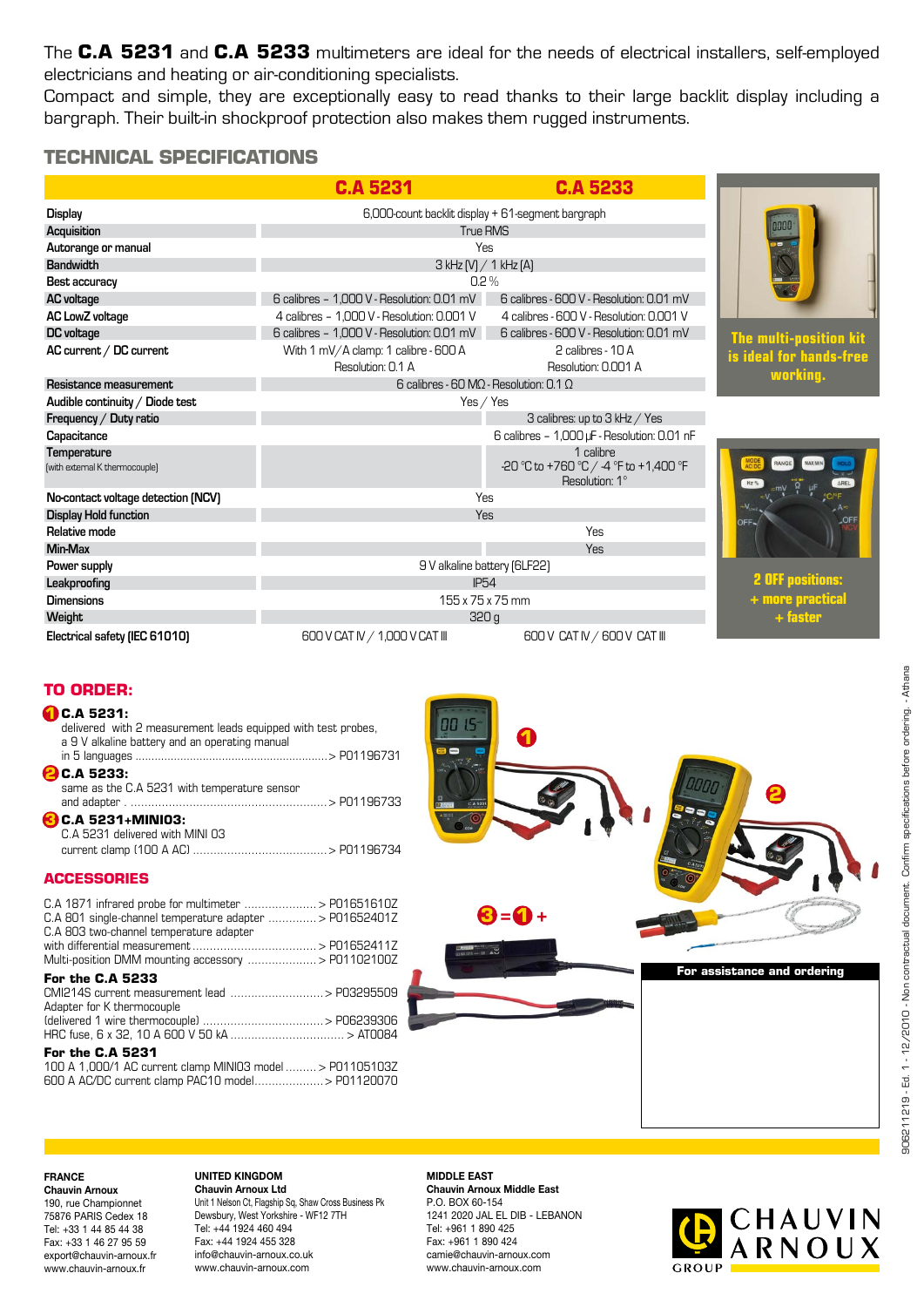The **C.A 5231** and **C.A 5233** multimeters are ideal for the needs of electrical installers, self-employed electricians and heating or air-conditioning specialists.
Compact and simple, they are exceptionally easy to read thanks to their large backlit display including a bargraph. Their built-in shockproof protection also makes them rugged instruments.

## TECHNICAL SPECIFICATIONS

| | C.A 5231 | C.A 5233 |
|---|---|---|
| Display | 6,000-count backlit display + 61-segment bargraph | |
| Acquisition | True RMS | |
| Autorange or manual | Yes | |
| Bandwidth | 3 kHz (V) / 1 kHz (A) | |
| Best accuracy | 0.2 % | |
| AC voltage | 6 calibres – 1,000 V - Resolution: 0.01 mV | 6 calibres - 600 V - Resolution: 0.01 mV |
| AC LowZ voltage | 4 calibres – 1,000 V - Resolution: 0.001 V | 4 calibres - 600 V - Resolution: 0.001 V |
| DC voltage | 6 calibres – 1,000 V - Resolution: 0.01 mV | 6 calibres - 600 V - Resolution: 0.01 mV |
| AC current / DC current | With 1 mV/A clamp: 1 calibre - 600 A<br>Resolution: 0.1 A | 2 calibres - 10 A<br>Resolution: 0.001 A |
| Resistance measurement | 6 calibres - 60 MΩ - Resolution: 0.1 Ω | |
| Audible continuity / Diode test | Yes / Yes | |
| Frequency / Duty ratio | | 3 calibres: up to 3 kHz / Yes |
| Capacitance | | 6 calibres – 1,000 µF - Resolution: 0.01 nF |
| Temperature<br>(with external K thermocouple) | | 1 calibre<br>-20 °C to +760 °C / -4 °F to +1,400 °F<br>Resolution: 1° |
| No-contact voltage detection (NCV) | Yes | |
| Display Hold function | Yes | |
| Relative mode | | Yes |
| Min-Max | | Yes |
| Power supply | 9 V alkaline battery (6LF22) | |
| Leakproofing | IP54 | |
| Dimensions | 155 x 75 x 75 mm | |
| Weight | 320 g | |
| Electrical safety (IEC 61010) | 600 V CAT IV / 1,000 V CAT III | 600 V CAT IV / 600 V CAT III |

**The multi-position kit is ideal for hands-free working.**

**2 OFF positions: + more practical + faster**

## TO ORDER:

**1 C.A 5231:**
delivered with 2 measurement leads equipped with test probes, a 9 V alkaline battery and an operating manual in 5 languages .......................... > P01196731

**2 C.A 5233:**
same as the C.A 5231 with temperature sensor and adapter .......................... > P01196733

**3 C.A 5231+MINI03:**
C.A 5231 delivered with MINI 03 current clamp (100 A AC) .......................... > P01196734

3 = 1 +

## ACCESSORIES

C.A 1871 infrared probe for multimeter .......................... > P01651610Z
C.A 801 single-channel temperature adapter .......................... > P01652401Z
C.A 803 two-channel temperature adapter with differential measurement .......................... > P01652411Z
Multi-position DMM mounting accessory .......................... > P01102100Z

**For the C.A 5233**
CMI214S current measurement lead .......................... > P03295509
Adapter for K thermocouple (delivered 1 wire thermocouple) .......................... > P06239306
HRC fuse, 6 x 32, 10 A 600 V 50 kA .......................... > AT0084

**For the C.A 5231**
100 A 1,000/1 AC current clamp MINI03 model .......................... > P01105103Z
600 A AC/DC current clamp PAC10 model .......................... > P01120070

**For assistance and ordering**

**FRANCE**
**Chauvin Arnoux**
190, rue Championnet
75876 PARIS Cedex 18
Tel: +33 1 44 85 44 38
Fax: +33 1 46 27 95 59
export@chauvin-arnoux.fr
www.chauvin-arnoux.fr

**UNITED KINGDOM**
**Chauvin Arnoux Ltd**
Unit 1 Nelson Ct, Flagship Sq, Shaw Cross Business Pk
Dewsbury, West Yorkshire - WF12 7TH
Tel: +44 1924 460 494
Fax: +44 1924 455 328
info@chauvin-arnoux.co.uk
www.chauvin-arnoux.com

**MIDDLE EAST**
**Chauvin Arnoux Middle East**
P.O. BOX 60-154
1241 2020 JAL EL DIB - LEBANON
Tel: +961 1 890 425
Fax: +961 1 890 424
camie@chauvin-arnoux.com
www.chauvin-arnoux.com

CHAUVIN ARNOUX GROUP

906211219 - Ed. 1 - 12/2010 - Non contractual document. Confirm specifications before ordering. - Athena